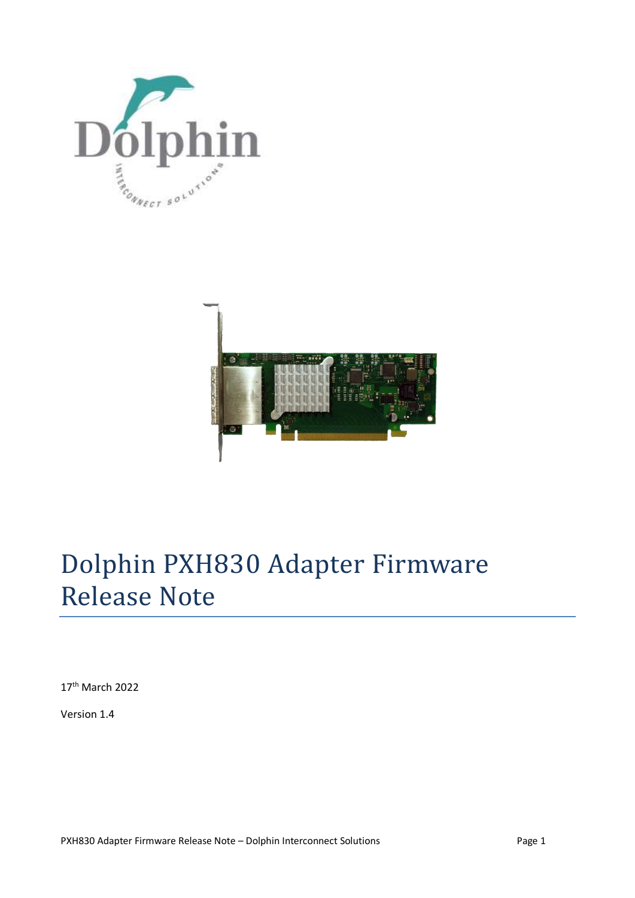# Dolphin PXH830 Adapter Firmware Release Note

17th March 2022

Version 1.4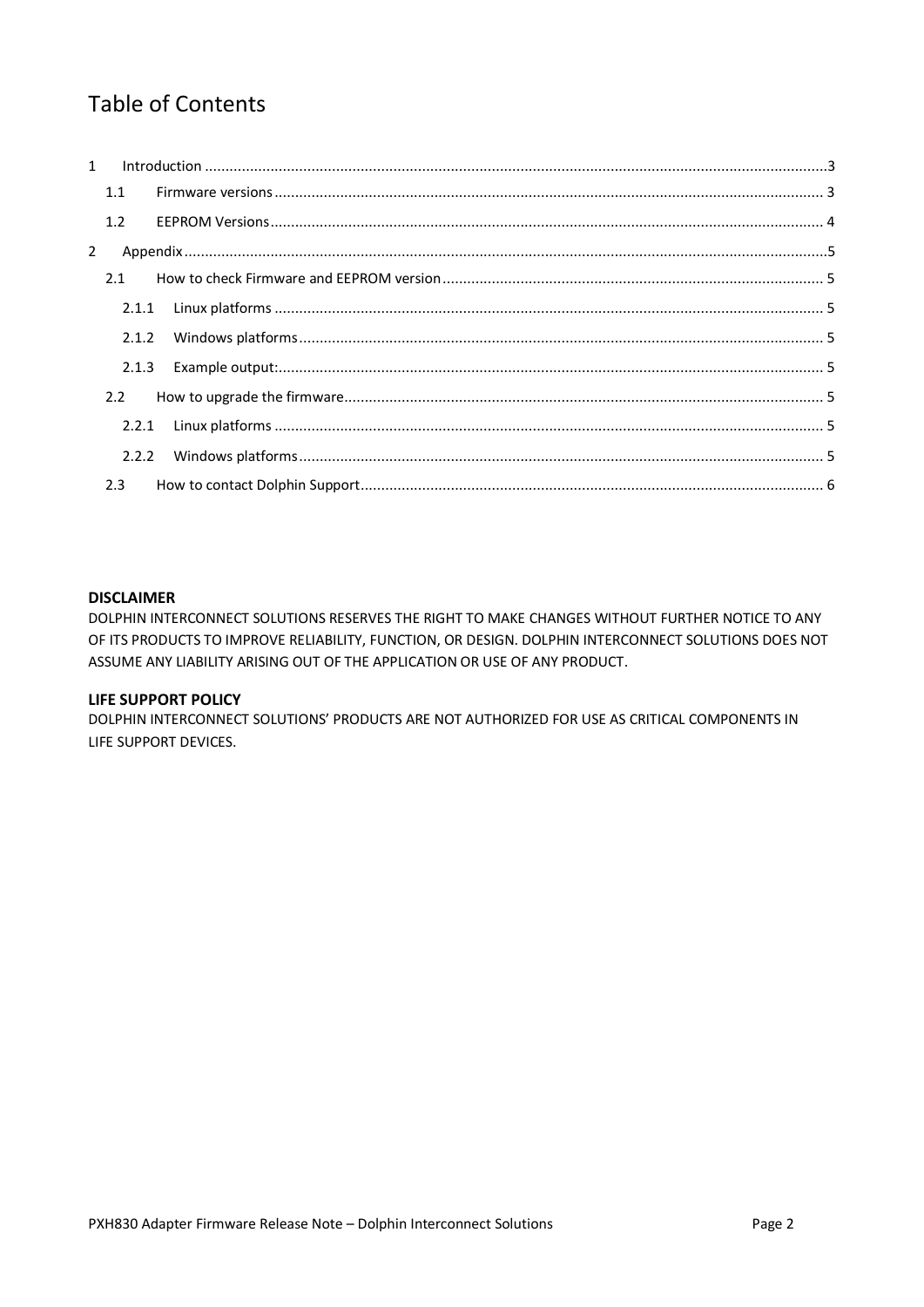# Table of Contents

1 Introduction .....3
  1.1 Firmware versions ..... 3
  1.2 EEPROM Versions ..... 4
2 Appendix .....5
  2.1 How to check Firmware and EEPROM version ..... 5
    2.1.1 Linux platforms ..... 5
    2.1.2 Windows platforms ..... 5
    2.1.3 Example output: ..... 5
  2.2 How to upgrade the firmware ..... 5
    2.2.1 Linux platforms ..... 5
    2.2.2 Windows platforms ..... 5
  2.3 How to contact Dolphin Support ..... 6

**DISCLAIMER**

DOLPHIN INTERCONNECT SOLUTIONS RESERVES THE RIGHT TO MAKE CHANGES WITHOUT FURTHER NOTICE TO ANY OF ITS PRODUCTS TO IMPROVE RELIABILITY, FUNCTION, OR DESIGN. DOLPHIN INTERCONNECT SOLUTIONS DOES NOT ASSUME ANY LIABILITY ARISING OUT OF THE APPLICATION OR USE OF ANY PRODUCT.

**LIFE SUPPORT POLICY**

DOLPHIN INTERCONNECT SOLUTIONS' PRODUCTS ARE NOT AUTHORIZED FOR USE AS CRITICAL COMPONENTS IN LIFE SUPPORT DEVICES.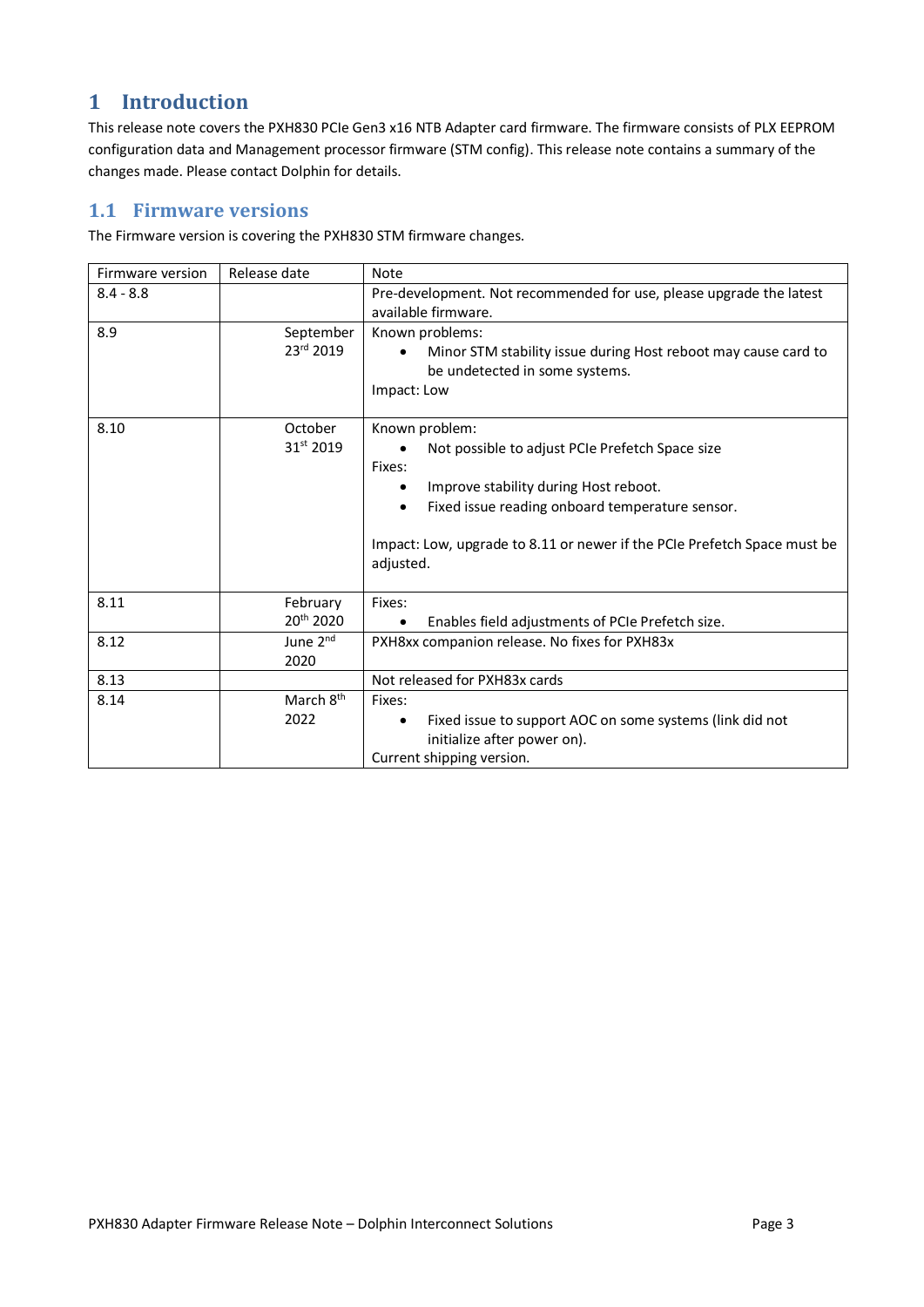# 1 Introduction

This release note covers the PXH830 PCIe Gen3 x16 NTB Adapter card firmware. The firmware consists of PLX EEPROM configuration data and Management processor firmware (STM config). This release note contains a summary of the changes made. Please contact Dolphin for details.

## 1.1 Firmware versions

The Firmware version is covering the PXH830 STM firmware changes.

| Firmware version | Release date | Note |
|---|---|---|
| 8.4 - 8.8 | | Pre-development. Not recommended for use, please upgrade the latest available firmware. |
| 8.9 | September 23rd 2019 | Known problems:<br>• Minor STM stability issue during Host reboot may cause card to be undetected in some systems.<br>Impact: Low |
| 8.10 | October 31st 2019 | Known problem:<br>• Not possible to adjust PCIe Prefetch Space size<br>Fixes:<br>• Improve stability during Host reboot.<br>• Fixed issue reading onboard temperature sensor.<br><br>Impact: Low, upgrade to 8.11 or newer if the PCIe Prefetch Space must be adjusted. |
| 8.11 | February 20th 2020 | Fixes:<br>• Enables field adjustments of PCIe Prefetch size. |
| 8.12 | June 2nd 2020 | PXH8xx companion release. No fixes for PXH83x |
| 8.13 | | Not released for PXH83x cards |
| 8.14 | March 8th 2022 | Fixes:<br>• Fixed issue to support AOC on some systems (link did not initialize after power on).<br>Current shipping version. |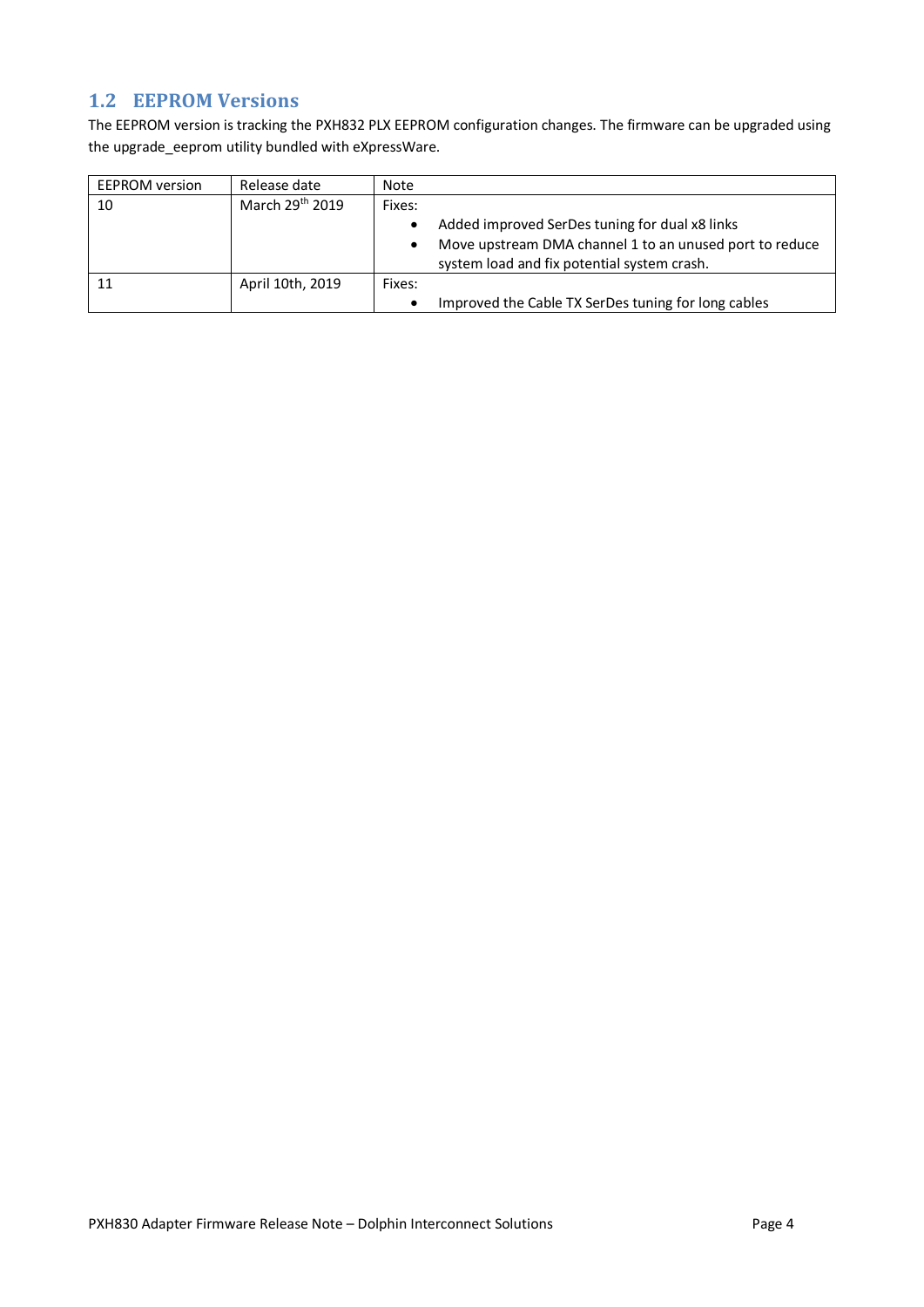## 1.2 EEPROM Versions

The EEPROM version is tracking the PXH832 PLX EEPROM configuration changes. The firmware can be upgraded using the upgrade_eeprom utility bundled with eXpressWare.

| EEPROM version | Release date | Note |
|---|---|---|
| 10 | March 29th 2019 | Fixes:<br>• Added improved SerDes tuning for dual x8 links<br>• Move upstream DMA channel 1 to an unused port to reduce system load and fix potential system crash. |
| 11 | April 10th, 2019 | Fixes:<br>• Improved the Cable TX SerDes tuning for long cables |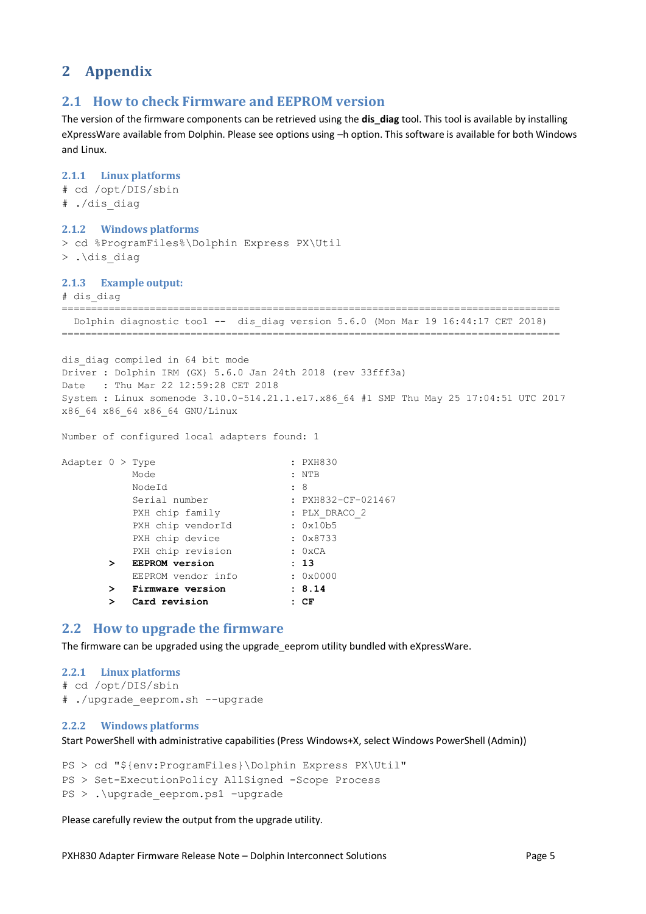# 2 Appendix

## 2.1 How to check Firmware and EEPROM version

The version of the firmware components can be retrieved using the **dis_diag** tool. This tool is available by installing eXpressWare available from Dolphin. Please see options using –h option. This software is available for both Windows and Linux.

### 2.1.1 Linux platforms

```
# cd /opt/DIS/sbin
# ./dis_diag
```

### 2.1.2 Windows platforms

```
> cd %ProgramFiles%\Dolphin Express PX\Util
> .\dis_diag
```

### 2.1.3 Example output:

```
# dis_diag
================================================================================
  Dolphin diagnostic tool --  dis_diag version 5.6.0 (Mon Mar 19 16:44:17 CET 2018)
================================================================================

dis_diag compiled in 64 bit mode
Driver : Dolphin IRM (GX) 5.6.0 Jan 24th 2018 (rev 33fff3a)
Date   : Thu Mar 22 12:59:28 CET 2018
System : Linux somenode 3.10.0-514.21.1.el7.x86_64 #1 SMP Thu May 25 17:04:51 UTC 2017
x86_64 x86_64 x86_64 GNU/Linux

Number of configured local adapters found: 1

Adapter 0 > Type                          : PXH830
            Mode                          : NTB
            NodeId                        : 8
            Serial number                 : PXH832-CF-021467
            PXH chip family               : PLX_DRACO_2
            PXH chip vendorId             : 0x10b5
            PXH chip device               : 0x8733
            PXH chip revision             : 0xCA
        >   EEPROM version                : 13
            EEPROM vendor info            : 0x0000
        >   Firmware version              : 8.14
        >   Card revision                 : CF
```

## 2.2 How to upgrade the firmware

The firmware can be upgraded using the upgrade_eeprom utility bundled with eXpressWare.

### 2.2.1 Linux platforms

```
# cd /opt/DIS/sbin
# ./upgrade_eeprom.sh --upgrade
```

### 2.2.2 Windows platforms

Start PowerShell with administrative capabilities (Press Windows+X, select Windows PowerShell (Admin))

```
PS > cd "${env:ProgramFiles}\Dolphin Express PX\Util"
PS > Set-ExecutionPolicy AllSigned -Scope Process
PS > .\upgrade_eeprom.ps1 –upgrade
```

Please carefully review the output from the upgrade utility.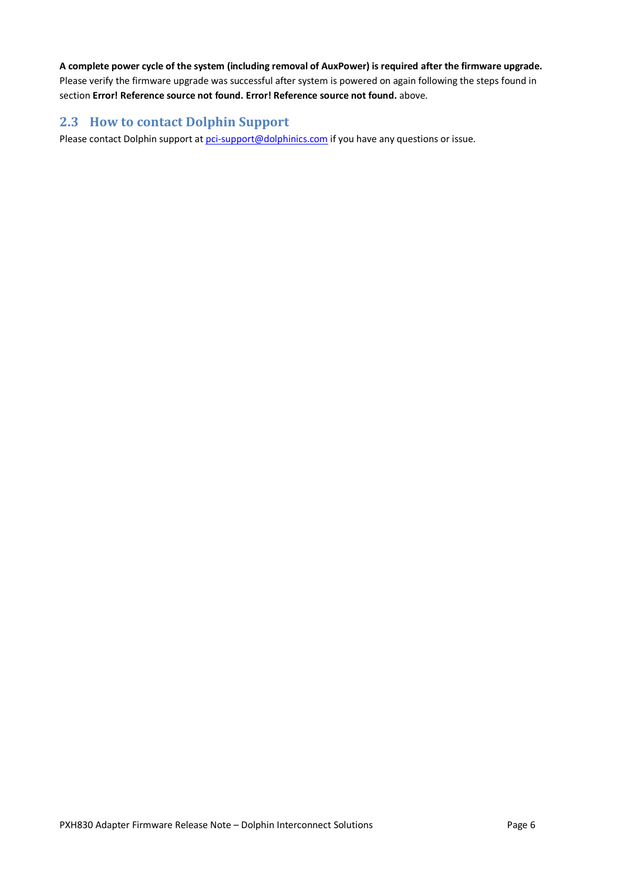**A complete power cycle of the system (including removal of AuxPower) is required after the firmware upgrade.**
Please verify the firmware upgrade was successful after system is powered on again following the steps found in section **Error! Reference source not found. Error! Reference source not found.** above.

## 2.3 How to contact Dolphin Support

Please contact Dolphin support at [pci-support@dolphinics.com](mailto:pci-support@dolphinics.com) if you have any questions or issue.